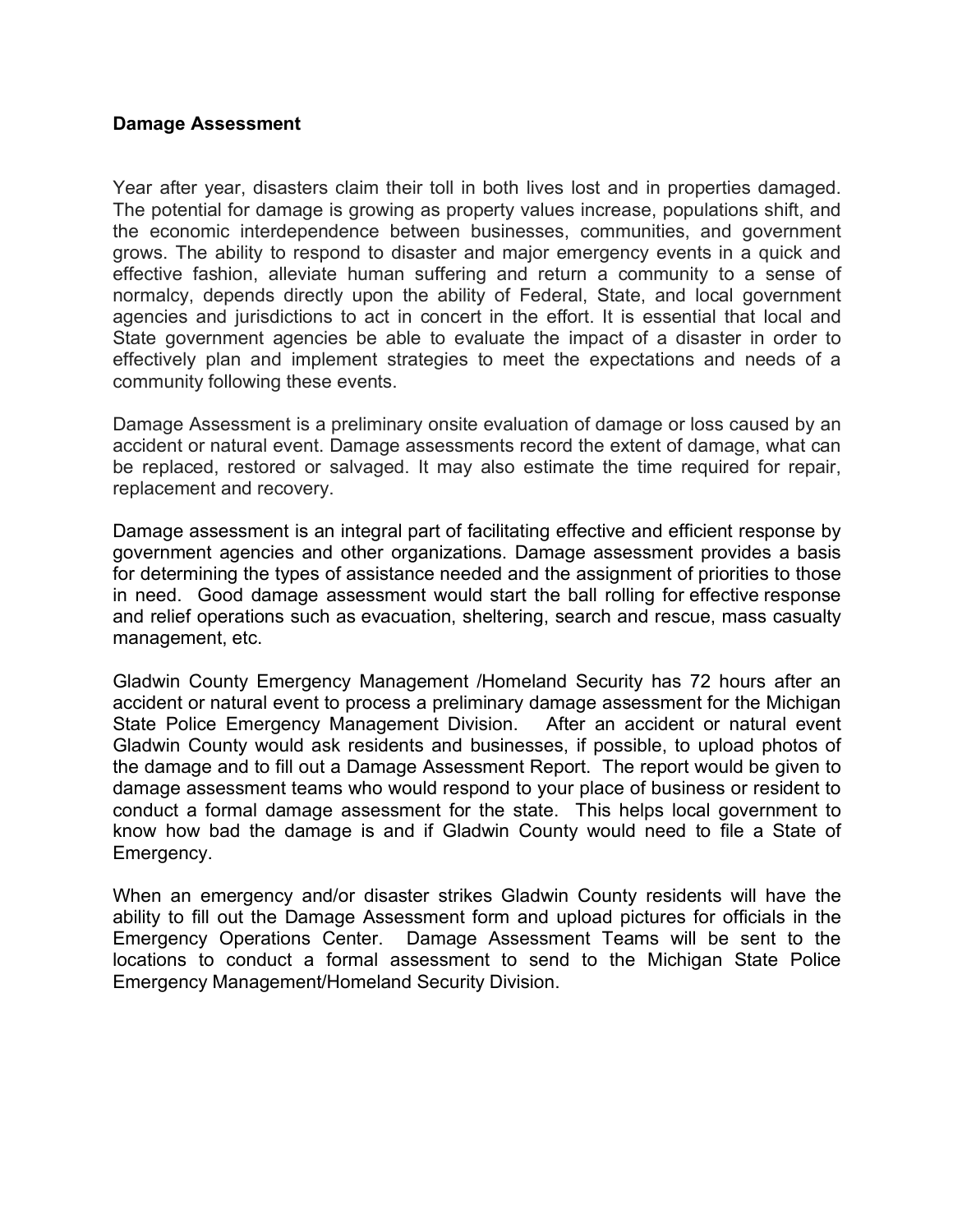## Damage Assessment

Year after year, disasters claim their toll in both lives lost and in properties damaged. The potential for damage is growing as property values increase, populations shift, and the economic interdependence between businesses, communities, and government grows. The ability to respond to disaster and major emergency events in a quick and effective fashion, alleviate human suffering and return a community to a sense of normalcy, depends directly upon the ability of Federal, State, and local government agencies and jurisdictions to act in concert in the effort. It is essential that local and State government agencies be able to evaluate the impact of a disaster in order to effectively plan and implement strategies to meet the expectations and needs of a community following these events.

Damage Assessment is a preliminary onsite evaluation of damage or loss caused by an accident or natural event. Damage assessments record the extent of damage, what can be replaced, restored or salvaged. It may also estimate the time required for repair, replacement and recovery.

Damage assessment is an integral part of facilitating effective and efficient response by government agencies and other organizations. Damage assessment provides a basis for determining the types of assistance needed and the assignment of priorities to those in need. Good damage assessment would start the ball rolling for effective response and relief operations such as evacuation, sheltering, search and rescue, mass casualty management, etc.

Gladwin County Emergency Management /Homeland Security has 72 hours after an accident or natural event to process a preliminary damage assessment for the Michigan State Police Emergency Management Division. After an accident or natural event Gladwin County would ask residents and businesses, if possible, to upload photos of the damage and to fill out a Damage Assessment Report. The report would be given to damage assessment teams who would respond to your place of business or resident to conduct a formal damage assessment for the state. This helps local government to know how bad the damage is and if Gladwin County would need to file a State of Emergency.

When an emergency and/or disaster strikes Gladwin County residents will have the ability to fill out the Damage Assessment form and upload pictures for officials in the Emergency Operations Center. Damage Assessment Teams will be sent to the locations to conduct a formal assessment to send to the Michigan State Police Emergency Management/Homeland Security Division.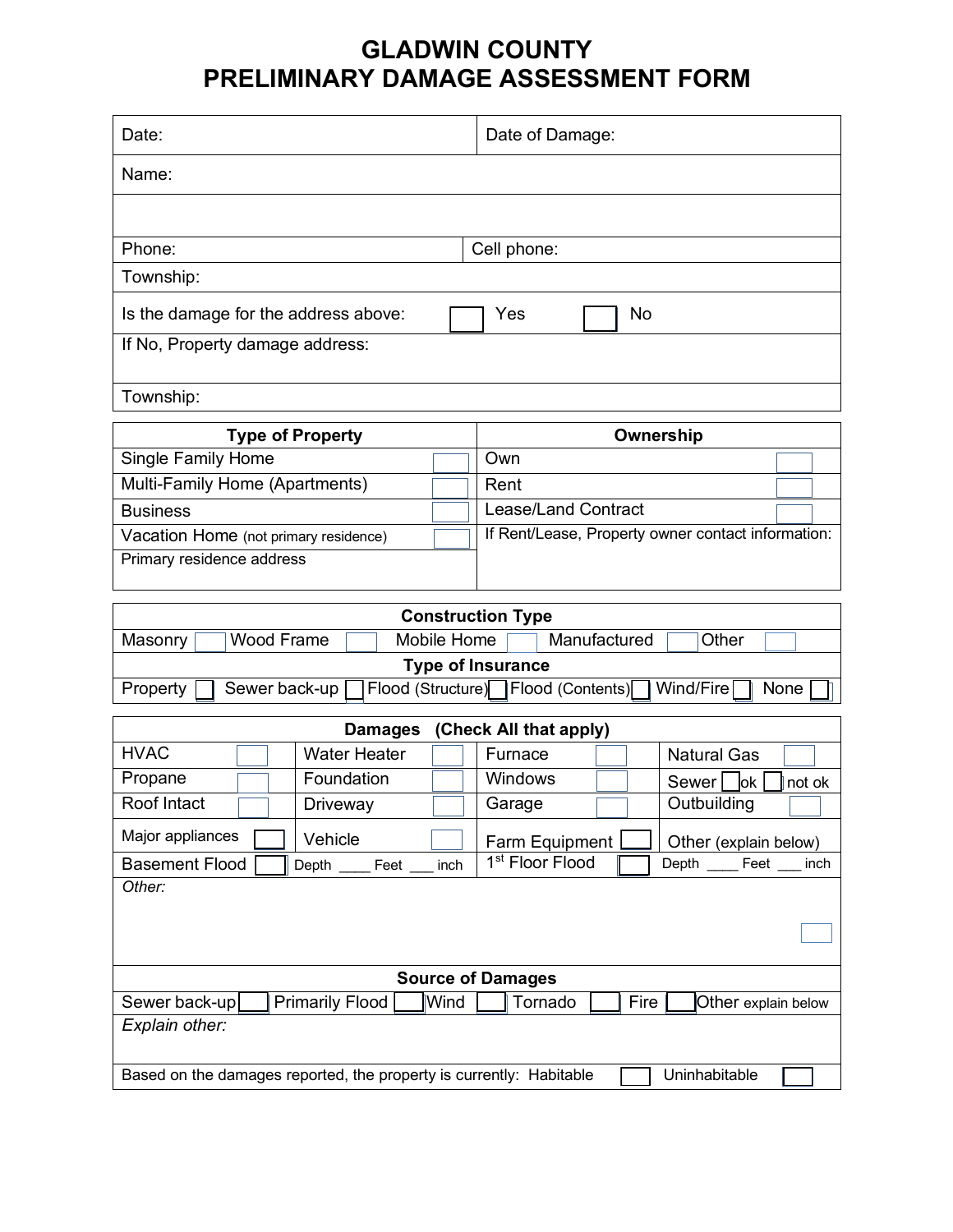# GLADWIN COUNTY
# PRELIMINARY DAMAGE ASSESSMENT FORM

| Date: | Date of Damage: |
|---|---|
| Name: | |
| | |
| Phone: | Cell phone: |
| Township: | |
| Is the damage for the address above: ☐ Yes ☐ No | |
| If No, Property damage address: | |
| Township: | |

| Type of Property | | Ownership | |
|---|---|---|---|
| Single Family Home | ☐ | Own | ☐ |
| Multi-Family Home (Apartments) | ☐ | Rent | ☐ |
| Business | ☐ | Lease/Land Contract | ☐ |
| Vacation Home (not primary residence) | ☐ | If Rent/Lease, Property owner contact information: | |
| Primary residence address | | | |

| Construction Type | | | | | | | | | |
|---|---|---|---|---|---|---|---|---|---|
| Masonry | ☐ | Wood Frame | ☐ | Mobile Home | ☐ | Manufactured | ☐ | Other | ☐ |

| Type of Insurance | | | | | | | | | | | |
|---|---|---|---|---|---|---|---|---|---|---|---|
| Property | ☐ | Sewer back-up | ☐ | Flood (Structure) | ☐ | Flood (Contents) | ☐ | Wind/Fire | ☐ | None | ☐ |

| Damages (Check All that apply) | | | | | | | |
|---|---|---|---|---|---|---|---|
| HVAC | ☐ | Water Heater | ☐ | Furnace | ☐ | Natural Gas | ☐ |
| Propane | ☐ | Foundation | ☐ | Windows | ☐ | Sewer ☐ ok ☐ not ok | |
| Roof Intact | ☐ | Driveway | ☐ | Garage | ☐ | Outbuilding | ☐ |
| Major appliances | ☐ | Vehicle | ☐ | Farm Equipment | ☐ | Other (explain below) | |
| Basement Flood | ☐ | Depth ____ Feet ___ inch | | 1st Floor Flood | ☐ | Depth ____ Feet ___ inch | |

*Other:* ☐

| Source of Damages | | | | | | | | | | | |
|---|---|---|---|---|---|---|---|---|---|---|---|
| Sewer back-up | ☐ | Primarily Flood | ☐ | Wind | ☐ | Tornado | ☐ | Fire | ☐ | Other explain below | |

*Explain other:*

Based on the damages reported, the property is currently: Habitable ☐ Uninhabitable ☐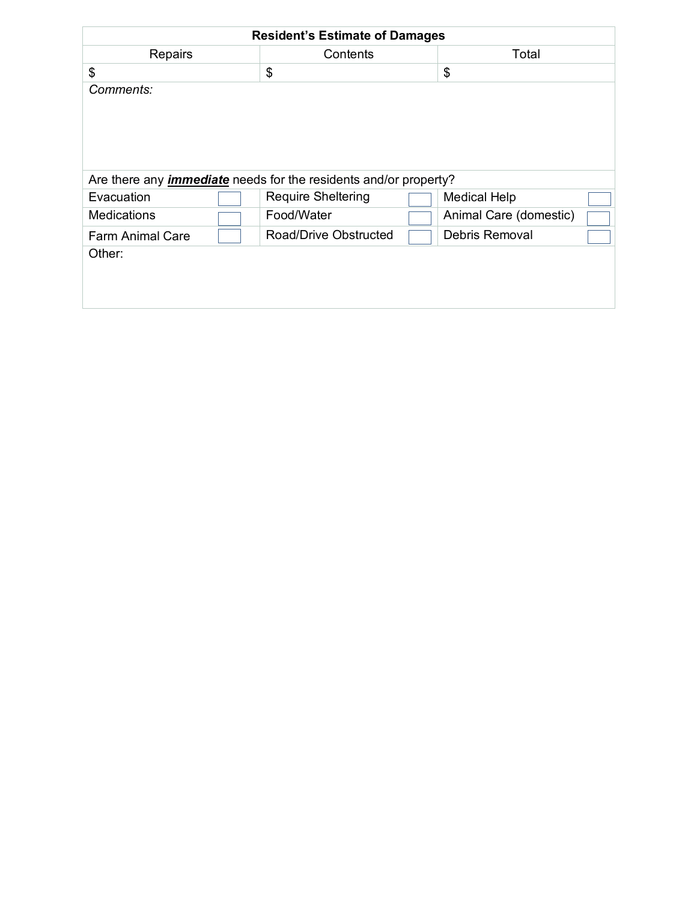| Resident's Estimate of Damages | | |
|---|---|---|
| Repairs | Contents | Total |
| $ | $ | $ |
| *Comments:* | | |

| | | |
|---|---|---|
| Are there any ***immediate*** needs for the residents and/or property? | | |
| Evacuation ☐ | Require Sheltering ☐ | Medical Help ☐ |
| Medications ☐ | Food/Water ☐ | Animal Care (domestic) ☐ |
| Farm Animal Care ☐ | Road/Drive Obstructed ☐ | Debris Removal ☐ |
| Other: | | |